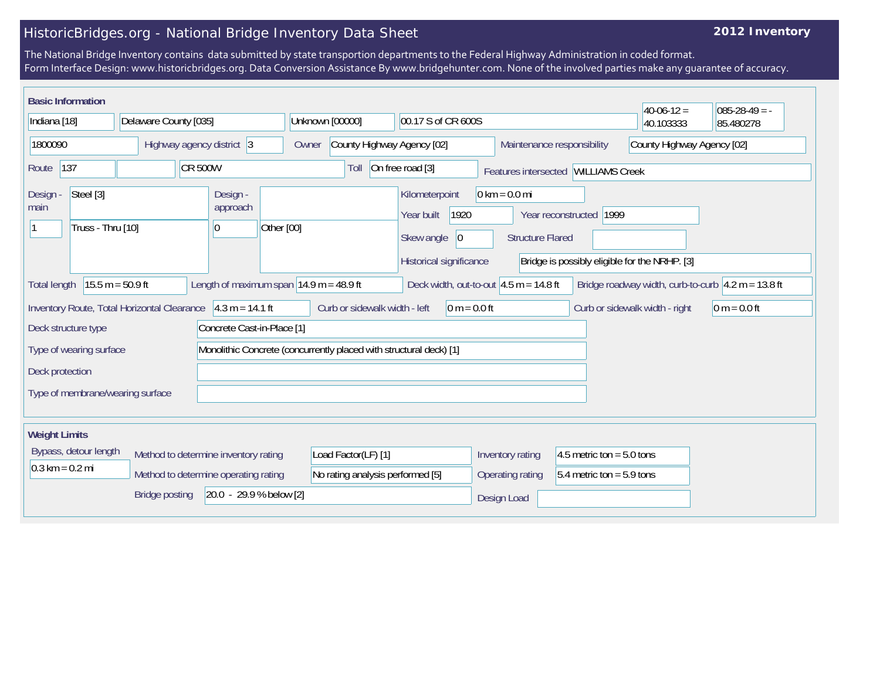# HistoricBridges.org - National Bridge Inventory Data Sheet

**2012 Inventory**

The National Bridge Inventory contains data submitted by state transportion departments to the Federal Highway Administration in coded format.
Form Interface Design: www.historicbridges.org. Data Conversion Assistance By www.bridgehunter.com. None of the involved parties make any guarantee of accuracy.

## Basic Information

| | |
|---|---|
| State | Indiana [18] |
| County | Delaware County [035] |
| Place | Unknown [00000] |
| Location | 00.17 S of CR 600S |
| Latitude | 40-06-12 = 40.103333 |
| Longitude | 085-28-49 = -85.480278 |
| Structure Number | 1800090 |
| Highway agency district | 3 |
| Owner | County Highway Agency [02] |
| Maintenance responsibility | County Highway Agency [02] |
| Route | 137 |
| Facility carried | CR 500W |
| Toll | On free road [3] |
| Features intersected | WILLIAMS Creek |
| Design - main | Steel [3] |
| | 1 — Truss - Thru [10] |
| Design - approach | |
| | 0 — Other [00] |
| Kilometerpoint | 0 km = 0.0 mi |
| Year built | 1920 |
| Year reconstructed | 1999 |
| Skew angle | 0 |
| Structure Flared | |
| Historical significance | Bridge is possibly eligible for the NRHP. [3] |
| Total length | 15.5 m = 50.9 ft |
| Length of maximum span | 14.9 m = 48.9 ft |
| Deck width, out-to-out | 4.5 m = 14.8 ft |
| Bridge roadway width, curb-to-curb | 4.2 m = 13.8 ft |
| Inventory Route, Total Horizontal Clearance | 4.3 m = 14.1 ft |
| Curb or sidewalk width - left | 0 m = 0.0 ft |
| Curb or sidewalk width - right | 0 m = 0.0 ft |
| Deck structure type | Concrete Cast-in-Place [1] |
| Type of wearing surface | Monolithic Concrete (concurrently placed with structural deck) [1] |
| Deck protection | |
| Type of membrane/wearing surface | |

## Weight Limits

| | |
|---|---|
| Bypass, detour length | 0.3 km = 0.2 mi |
| Method to determine inventory rating | Load Factor(LF) [1] |
| Method to determine operating rating | No rating analysis performed [5] |
| Bridge posting | 20.0 - 29.9 % below [2] |
| Inventory rating | 4.5 metric ton = 5.0 tons |
| Operating rating | 5.4 metric ton = 5.9 tons |
| Design Load | |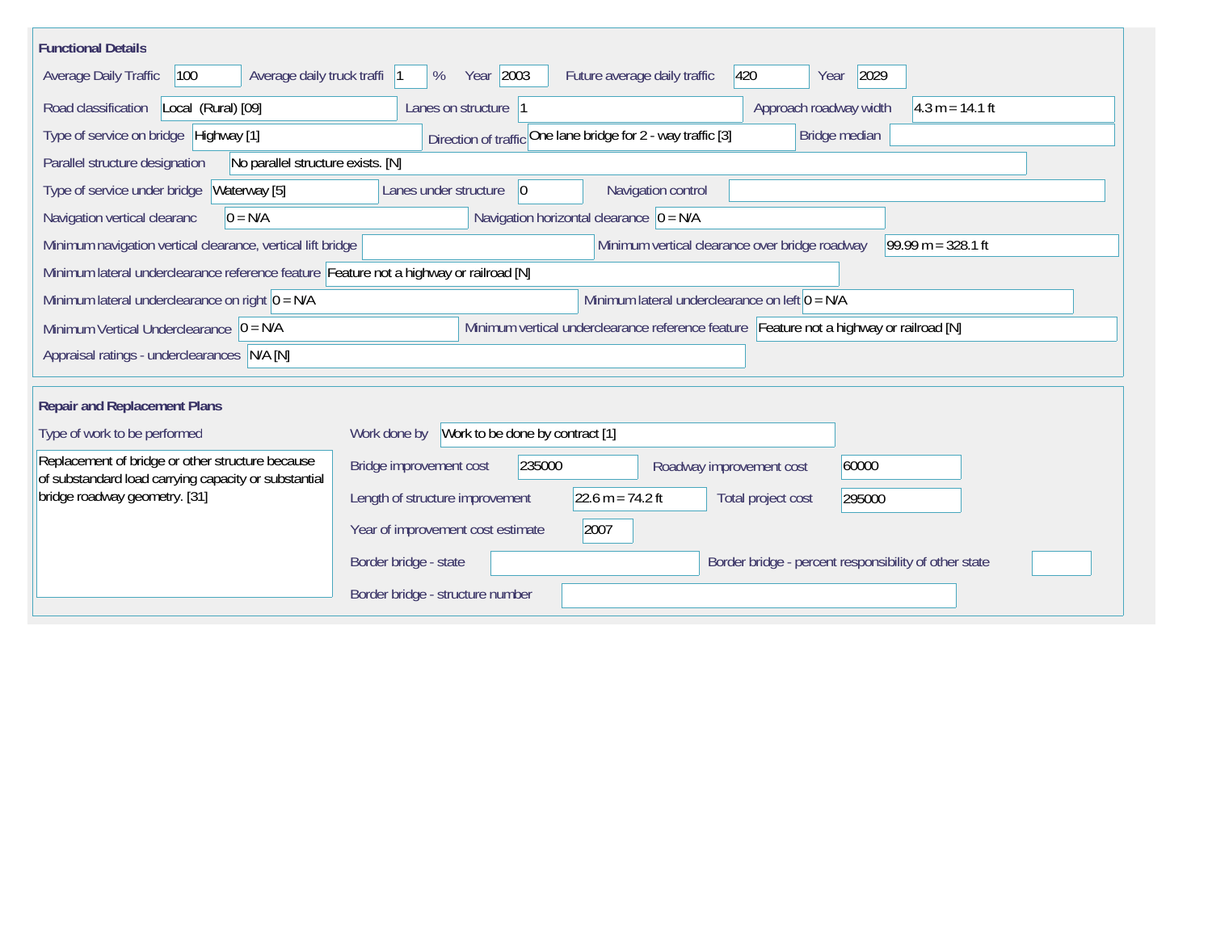## Functional Details

| Field | Value |
| --- | --- |
| Average Daily Traffic | 100 |
| Average daily truck traffi | 1 % |
| Year | 2003 |
| Future average daily traffic | 420 |
| Year | 2029 |
| Road classification | Local (Rural) [09] |
| Lanes on structure | 1 |
| Approach roadway width | 4.3 m = 14.1 ft |
| Type of service on bridge | Highway [1] |
| Direction of traffic | One lane bridge for 2 - way traffic [3] |
| Bridge median | |
| Parallel structure designation | No parallel structure exists. [N] |
| Type of service under bridge | Waterway [5] |
| Lanes under structure | 0 |
| Navigation control | |
| Navigation vertical clearanc | 0 = N/A |
| Navigation horizontal clearance | 0 = N/A |
| Minimum navigation vertical clearance, vertical lift bridge | |
| Minimum vertical clearance over bridge roadway | 99.99 m = 328.1 ft |
| Minimum lateral underclearance reference feature | Feature not a highway or railroad [N] |
| Minimum lateral underclearance on right | 0 = N/A |
| Minimum lateral underclearance on left | 0 = N/A |
| Minimum Vertical Underclearance | 0 = N/A |
| Minimum vertical underclearance reference feature | Feature not a highway or railroad [N] |
| Appraisal ratings - underclearances | N/A [N] |

## Repair and Replacement Plans

| Field | Value |
| --- | --- |
| Type of work to be performed | Replacement of bridge or other structure because of substandard load carrying capacity or substantial bridge roadway geometry. [31] |
| Work done by | Work to be done by contract [1] |
| Bridge improvement cost | 235000 |
| Roadway improvement cost | 60000 |
| Length of structure improvement | 22.6 m = 74.2 ft |
| Total project cost | 295000 |
| Year of improvement cost estimate | 2007 |
| Border bridge - state | |
| Border bridge - percent responsibility of other state | |
| Border bridge - structure number | |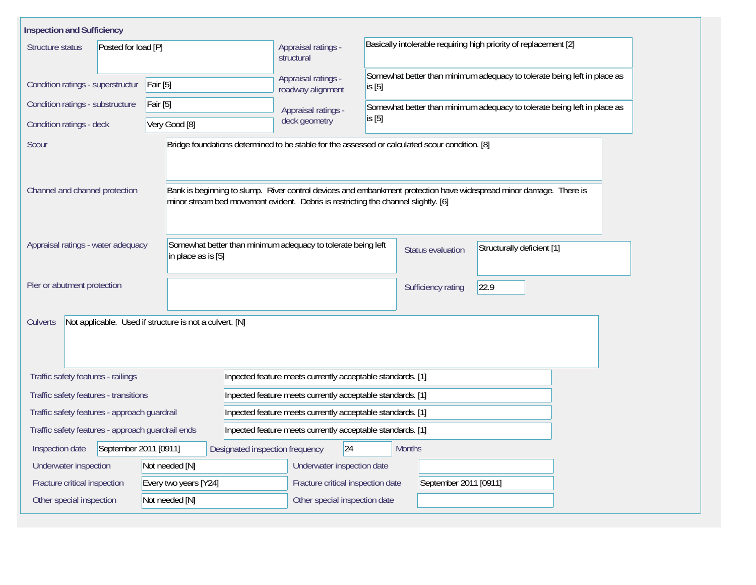## Inspection and Sufficiency

| Field | Value |
|---|---|
| Structure status | Posted for load [P] |
| Condition ratings - superstructur | Fair [5] |
| Condition ratings - substructure | Fair [5] |
| Condition ratings - deck | Very Good [8] |
| Appraisal ratings - structural | Basically intolerable requiring high priority of replacement [2] |
| Appraisal ratings - roadway alignment | Somewhat better than minimum adequacy to tolerate being left in place as is [5] |
| Appraisal ratings - deck geometry | Somewhat better than minimum adequacy to tolerate being left in place as is [5] |
| Scour | Bridge foundations determined to be stable for the assessed or calculated scour condition. [8] |
| Channel and channel protection | Bank is beginning to slump. River control devices and embankment protection have widespread minor damage. There is minor stream bed movement evident. Debris is restricting the channel slightly. [6] |
| Appraisal ratings - water adequacy | Somewhat better than minimum adequacy to tolerate being left in place as is [5] |
| Status evaluation | Structurally deficient [1] |
| Pier or abutment protection | |
| Sufficiency rating | 22.9 |
| Culverts | Not applicable. Used if structure is not a culvert. [N] |
| Traffic safety features - railings | Inpected feature meets currently acceptable standards. [1] |
| Traffic safety features - transitions | Inpected feature meets currently acceptable standards. [1] |
| Traffic safety features - approach guardrail | Inpected feature meets currently acceptable standards. [1] |
| Traffic safety features - approach guardrail ends | Inpected feature meets currently acceptable standards. [1] |
| Inspection date | September 2011 [0911] |
| Designated inspection frequency | 24 Months |
| Underwater inspection | Not needed [N] |
| Underwater inspection date | |
| Fracture critical inspection | Every two years [Y24] |
| Fracture critical inspection date | September 2011 [0911] |
| Other special inspection | Not needed [N] |
| Other special inspection date | |